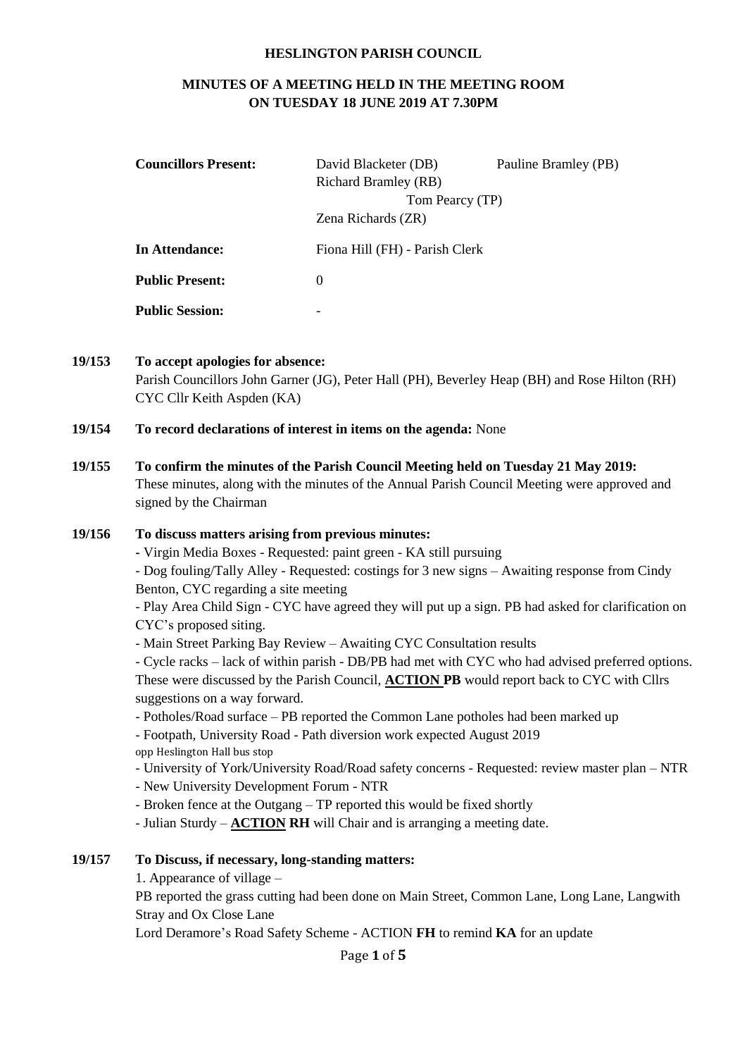**HESLINGTON PARISH COUNCIL**

**MINUTES OF A MEETING HELD IN THE MEETING ROOM ON TUESDAY 18 JUNE 2019 AT 7.30PM**

| | | |
|---|---|---|
| **Councillors Present:** | David Blacketer (DB) | Pauline Bramley (PB) |
| | Richard Bramley (RB) | |
| | Tom Pearcy (TP) | |
| | Zena Richards (ZR) | |
| **In Attendance:** | Fiona Hill (FH) - Parish Clerk | |
| **Public Present:** | 0 | |
| **Public Session:** | - | |

**19/153 To accept apologies for absence:**
Parish Councillors John Garner (JG), Peter Hall (PH), Beverley Heap (BH) and Rose Hilton (RH) CYC Cllr Keith Aspden (KA)

**19/154 To record declarations of interest in items on the agenda:** None

**19/155 To confirm the minutes of the Parish Council Meeting held on Tuesday 21 May 2019:**
These minutes, along with the minutes of the Annual Parish Council Meeting were approved and signed by the Chairman

**19/156 To discuss matters arising from previous minutes:**

- Virgin Media Boxes - Requested: paint green - KA still pursuing
- Dog fouling/Tally Alley - Requested: costings for 3 new signs – Awaiting response from Cindy Benton, CYC regarding a site meeting
- Play Area Child Sign - CYC have agreed they will put up a sign. PB had asked for clarification on CYC's proposed siting.
- Main Street Parking Bay Review – Awaiting CYC Consultation results
- Cycle racks – lack of within parish - DB/PB had met with CYC who had advised preferred options. These were discussed by the Parish Council, **ACTION PB** would report back to CYC with Cllrs suggestions on a way forward.
- Potholes/Road surface – PB reported the Common Lane potholes had been marked up
- Footpath, University Road - Path diversion work expected August 2019 opp Heslington Hall bus stop
- University of York/University Road/Road safety concerns - Requested: review master plan – NTR
- New University Development Forum - NTR
- Broken fence at the Outgang – TP reported this would be fixed shortly
- Julian Sturdy – **ACTION RH** will Chair and is arranging a meeting date.

**19/157 To Discuss, if necessary, long-standing matters:**

1. Appearance of village –

PB reported the grass cutting had been done on Main Street, Common Lane, Long Lane, Langwith Stray and Ox Close Lane

Lord Deramore's Road Safety Scheme - ACTION **FH** to remind **KA** for an update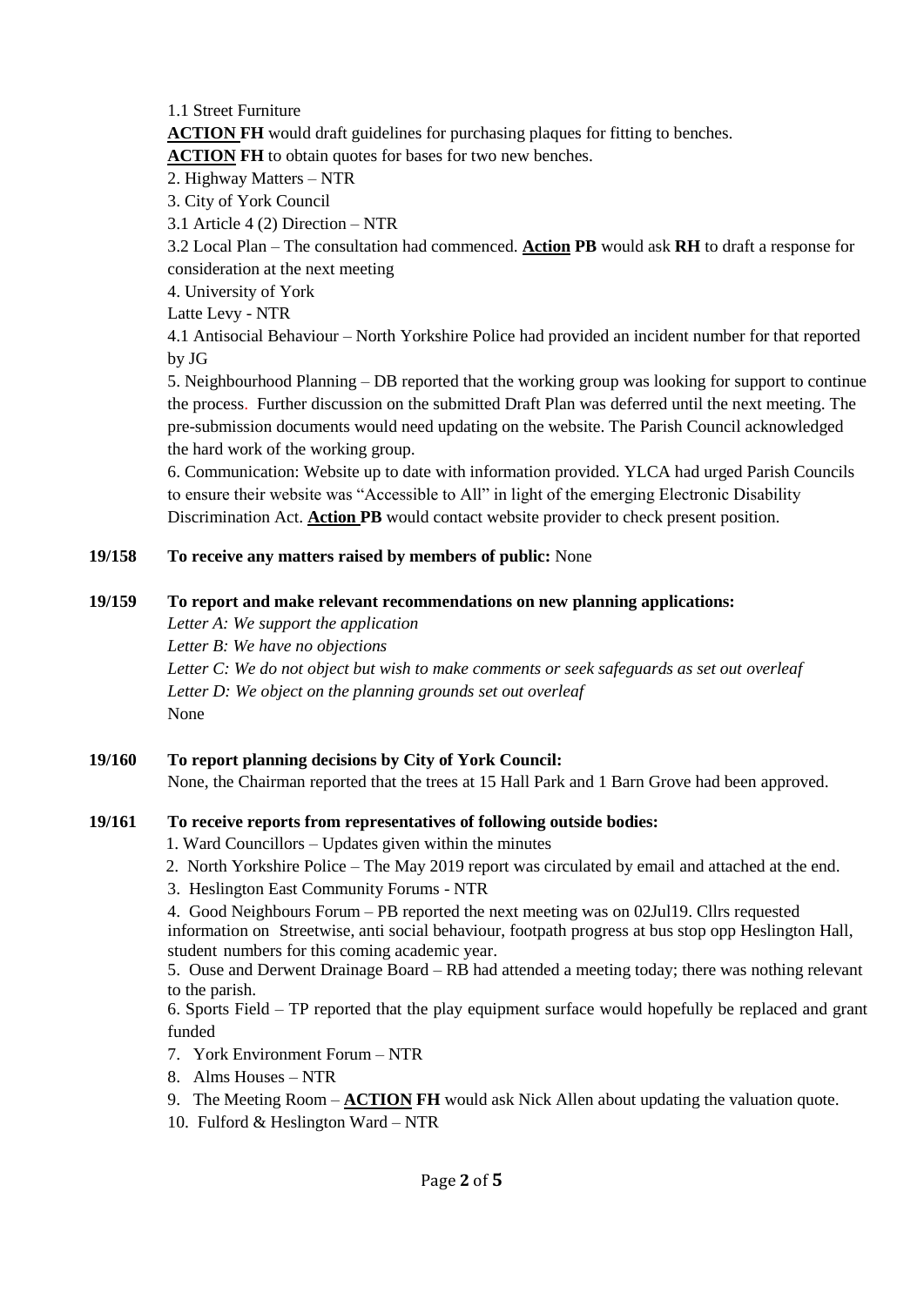1.1 Street Furniture

**ACTION FH** would draft guidelines for purchasing plaques for fitting to benches.

**ACTION FH** to obtain quotes for bases for two new benches.

2. Highway Matters – NTR

3. City of York Council

3.1 Article 4 (2) Direction – NTR

3.2 Local Plan – The consultation had commenced. **Action PB** would ask **RH** to draft a response for consideration at the next meeting

4. University of York

Latte Levy - NTR

4.1 Antisocial Behaviour – North Yorkshire Police had provided an incident number for that reported by JG

5. Neighbourhood Planning – DB reported that the working group was looking for support to continue the process. Further discussion on the submitted Draft Plan was deferred until the next meeting. The pre-submission documents would need updating on the website. The Parish Council acknowledged the hard work of the working group.

6. Communication: Website up to date with information provided. YLCA had urged Parish Councils to ensure their website was "Accessible to All" in light of the emerging Electronic Disability Discrimination Act. **Action PB** would contact website provider to check present position.

**19/158 To receive any matters raised by members of public:** None

**19/159 To report and make relevant recommendations on new planning applications:**

*Letter A: We support the application*

*Letter B: We have no objections*

*Letter C: We do not object but wish to make comments or seek safeguards as set out overleaf*

*Letter D: We object on the planning grounds set out overleaf*

None

**19/160 To report planning decisions by City of York Council:**

None, the Chairman reported that the trees at 15 Hall Park and 1 Barn Grove had been approved.

**19/161 To receive reports from representatives of following outside bodies:**

1. Ward Councillors – Updates given within the minutes
2. North Yorkshire Police – The May 2019 report was circulated by email and attached at the end.
3. Heslington East Community Forums - NTR
4. Good Neighbours Forum – PB reported the next meeting was on 02Jul19. Cllrs requested information on Streetwise, anti social behaviour, footpath progress at bus stop opp Heslington Hall, student numbers for this coming academic year.
5. Ouse and Derwent Drainage Board – RB had attended a meeting today; there was nothing relevant to the parish.
6. Sports Field – TP reported that the play equipment surface would hopefully be replaced and grant funded
7. York Environment Forum – NTR
8. Alms Houses – NTR
9. The Meeting Room – **ACTION FH** would ask Nick Allen about updating the valuation quote.
10. Fulford & Heslington Ward – NTR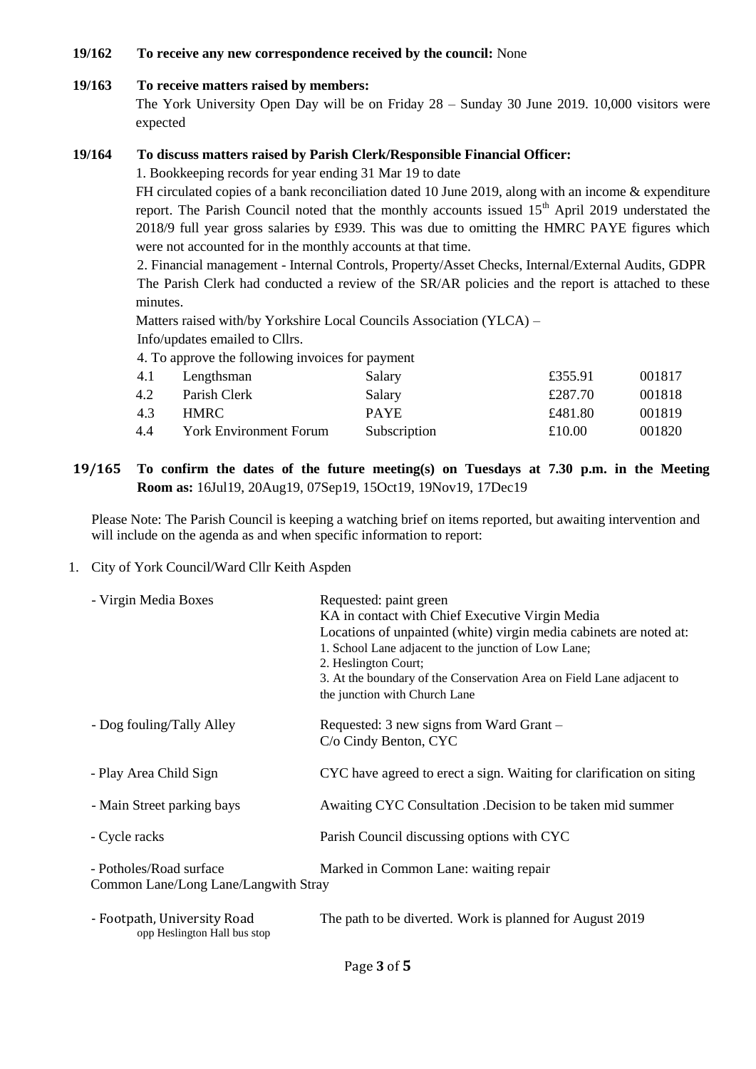**19/162 To receive any new correspondence received by the council:** None

**19/163 To receive matters raised by members:**

The York University Open Day will be on Friday 28 – Sunday 30 June 2019. 10,000 visitors were expected

**19/164 To discuss matters raised by Parish Clerk/Responsible Financial Officer:**

1. Bookkeeping records for year ending 31 Mar 19 to date

FH circulated copies of a bank reconciliation dated 10 June 2019, along with an income & expenditure report. The Parish Council noted that the monthly accounts issued 15th April 2019 understated the 2018/9 full year gross salaries by £939. This was due to omitting the HMRC PAYE figures which were not accounted for in the monthly accounts at that time.

2. Financial management - Internal Controls, Property/Asset Checks, Internal/External Audits, GDPR

The Parish Clerk had conducted a review of the SR/AR policies and the report is attached to these minutes.

Matters raised with/by Yorkshire Local Councils Association (YLCA) –

Info/updates emailed to Cllrs.

4. To approve the following invoices for payment

| | | | | |
|---|---|---|---|---|
| 4.1 | Lengthsman | Salary | £355.91 | 001817 |
| 4.2 | Parish Clerk | Salary | £287.70 | 001818 |
| 4.3 | HMRC | PAYE | £481.80 | 001819 |
| 4.4 | York Environment Forum | Subscription | £10.00 | 001820 |

**19/165 To confirm the dates of the future meeting(s) on Tuesdays at 7.30 p.m. in the Meeting Room as:** 16Jul19, 20Aug19, 07Sep19, 15Oct19, 19Nov19, 17Dec19

Please Note: The Parish Council is keeping a watching brief on items reported, but awaiting intervention and will include on the agenda as and when specific information to report:

1. City of York Council/Ward Cllr Keith Aspden

| | |
|---|---|
| - Virgin Media Boxes | Requested: paint green<br>KA in contact with Chief Executive Virgin Media<br>Locations of unpainted (white) virgin media cabinets are noted at:<br>1. School Lane adjacent to the junction of Low Lane;<br>2. Heslington Court;<br>3. At the boundary of the Conservation Area on Field Lane adjacent to the junction with Church Lane |
| - Dog fouling/Tally Alley | Requested: 3 new signs from Ward Grant –<br>C/o Cindy Benton, CYC |
| - Play Area Child Sign | CYC have agreed to erect a sign. Waiting for clarification on siting |
| - Main Street parking bays | Awaiting CYC Consultation .Decision to be taken mid summer |
| - Cycle racks | Parish Council discussing options with CYC |
| - Potholes/Road surface<br>Common Lane/Long Lane/Langwith Stray | Marked in Common Lane: waiting repair |
| - Footpath, University Road<br>opp Heslington Hall bus stop | The path to be diverted. Work is planned for August 2019 |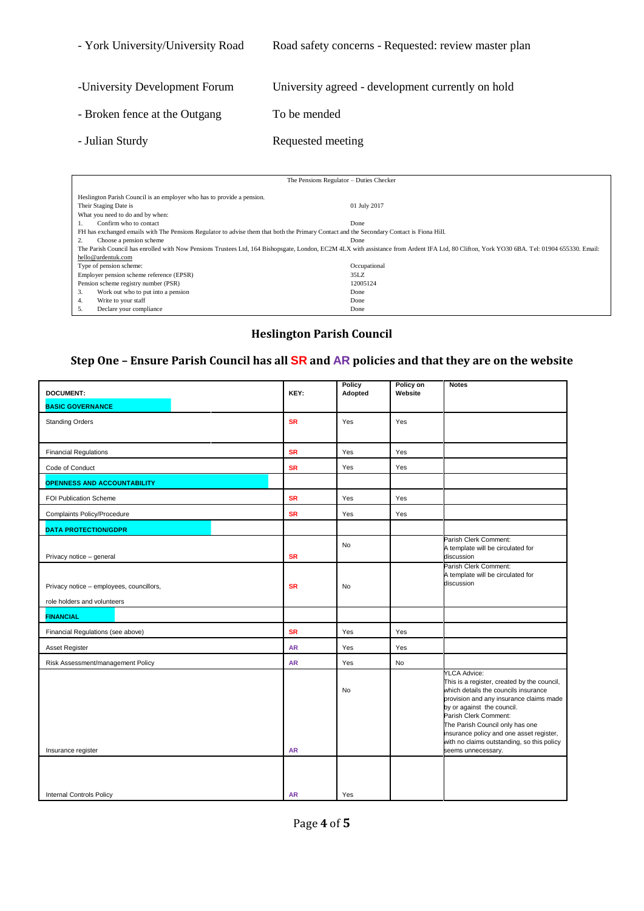- York University/University Road — Road safety concerns - Requested: review master plan

-University Development Forum — University agreed - development currently on hold

- Broken fence at the Outgang — To be mended

- Julian Sturdy — Requested meeting

| The Pensions Regulator – Duties Checker | |
|---|---|
| Heslington Parish Council is an employer who has to provide a pension. | |
| Their Staging Date is | 01 July 2017 |
| What you need to do and by when: | |
| 1. Confirm who to contact | Done |
| FH has exchanged emails with The Pensions Regulator to advise them that both the Primary Contact and the Secondary Contact is Fiona Hill. | |
| 2. Choose a pension scheme | Done |
| The Parish Council has enrolled with Now Pensions Trustees Ltd, 164 Bishopsgate, London, EC2M 4LX with assistance from Ardent IFA Ltd, 80 Clifton, York YO30 6BA. Tel: 01904 655330. Email: hello@ardentuk.com | |
| Type of pension scheme: | Occupational |
| Employer pension scheme reference (EPSR) | 35LZ |
| Pension scheme registry number (PSR) | 12005124 |
| 3. Work out who to put into a pension | Done |
| 4. Write to your staff | Done |
| 5. Declare your compliance | Done |

## Heslington Parish Council

## Step One – Ensure Parish Council has all SR and AR policies and that they are on the website

| DOCUMENT: | KEY: | Policy Adopted | Policy on Website | Notes |
|---|---|---|---|---|
| **BASIC GOVERNANCE** | | | | |
| Standing Orders | SR | Yes | Yes | |
| Financial Regulations | SR | Yes | Yes | |
| Code of Conduct | SR | Yes | Yes | |
| **OPENNESS AND ACCOUNTABILITY** | | | | |
| FOI Publication Scheme | SR | Yes | Yes | |
| Complaints Policy/Procedure | SR | Yes | Yes | |
| **DATA PROTECTION/GDPR** | | | | |
| Privacy notice – general | SR | No | | Parish Clerk Comment: A template will be circulated for discussion |
| Privacy notice – employees, councillors, role holders and volunteers | SR | No | | Parish Clerk Comment: A template will be circulated for discussion |
| **FINANCIAL** | | | | |
| Financial Regulations (see above) | SR | Yes | Yes | |
| Asset Register | AR | Yes | Yes | |
| Risk Assessment/management Policy | AR | Yes | No | |
| Insurance register | AR | No | | YLCA Advice: This is a register, created by the council, which details the councils insurance provision and any insurance claims made by or against the council. Parish Clerk Comment: The Parish Council only has one insurance policy and one asset register, with no claims outstanding, so this policy seems unnecessary. |
| Internal Controls Policy | AR | Yes | | |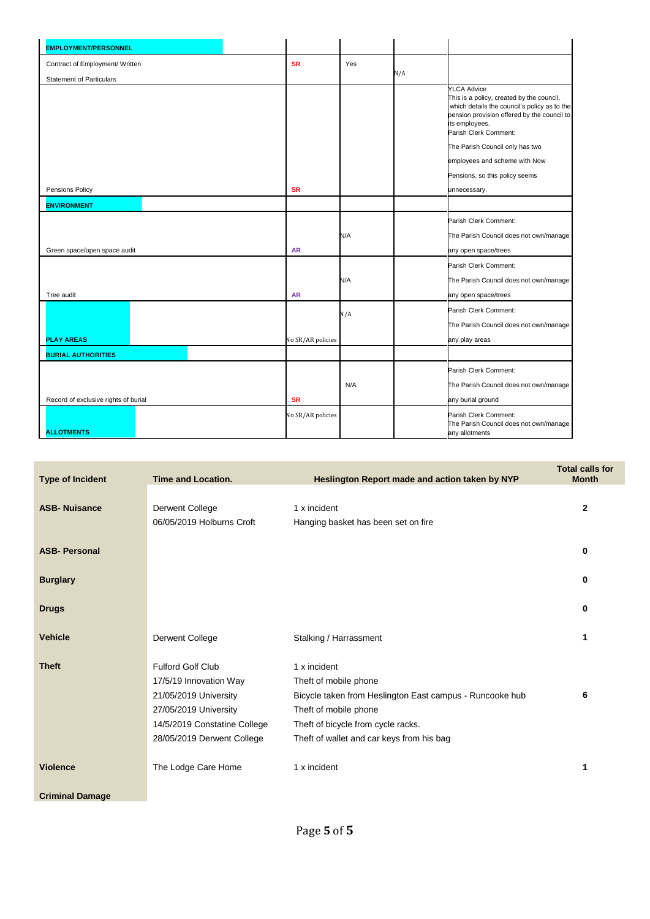| | | | | |
|---|---|---|---|---|
| **EMPLOYMENT/PERSONNEL** | | | | |
| Contract of Employment/ Written Statement of Particulars | SR | Yes | N/A | |
| Pensions Policy | SR | | | YLCA Advice<br>This is a policy, created by the council, which details the council's policy as to the pension provision offered by the council to its employees.<br>Parish Clerk Comment:<br>The Parish Council only has two employees and scheme with Now Pensions, so this policy seems unnecessary. |
| **ENVIRONMENT** | | | | |
| Green space/open space audit | AR | N/A | | Parish Clerk Comment:<br>The Parish Council does not own/manage any open space/trees |
| Tree audit | AR | N/A | | Parish Clerk Comment:<br>The Parish Council does not own/manage any open space/trees |
| **PLAY AREAS** | No SR/AR policies | N/A | | Parish Clerk Comment:<br>The Parish Council does not own/manage any play areas |
| **BURIAL AUTHORITIES** | | | | |
| Record of exclusive rights of burial | SR | N/A | | Parish Clerk Comment:<br>The Parish Council does not own/manage any burial ground |
| **ALLOTMENTS** | No SR/AR policies | | | Parish Clerk Comment:<br>The Parish Council does not own/manage any allotments |

| Type of Incident | Time and Location. | Heslington Report made and action taken by NYP | Total calls for Month |
|---|---|---|---|
| **ASB- Nuisance** | Derwent College<br>06/05/2019 Holburns Croft | 1 x incident<br>Hanging basket has been set on fire | 2 |
| **ASB- Personal** | | | 0 |
| **Burglary** | | | 0 |
| **Drugs** | | | 0 |
| **Vehicle** | Derwent College | Stalking / Harrassment | 1 |
| **Theft** | Fulford Golf Club<br>17/5/19 Innovation Way<br>21/05/2019 University<br>27/05/2019 University<br>14/5/2019 Constatine College<br>28/05/2019 Derwent College | 1 x incident<br>Theft of mobile phone<br>Bicycle taken from Heslington East campus - Runcooke hub<br>Theft of mobile phone<br>Theft of bicycle from cycle racks.<br>Theft of wallet and car keys from his bag | 6 |
| **Violence** | The Lodge Care Home | 1 x incident | 1 |
| **Criminal Damage** | | | |